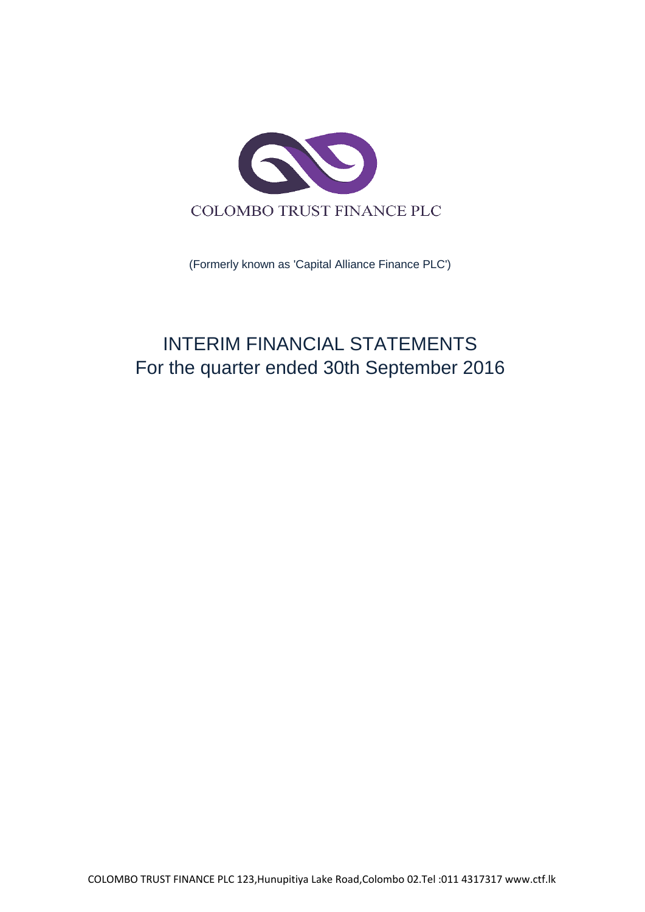COLOMBO TRUST FINANCE PLC

(Formerly known as 'Capital Alliance Finance PLC')

# INTERIM FINANCIAL STATEMENTS
## For the quarter ended 30th September 2016

COLOMBO TRUST FINANCE PLC 123,Hunupitiya Lake Road,Colombo 02.Tel :011 4317317 www.ctf.lk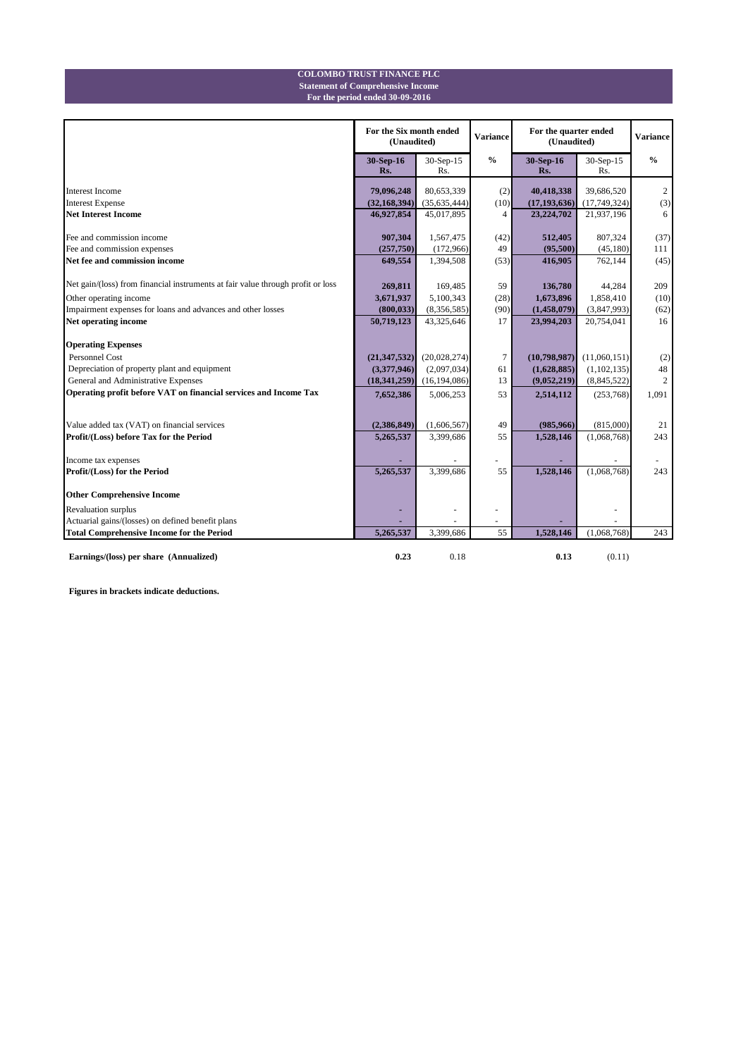**COLOMBO TRUST FINANCE PLC**
**Statement of Comprehensive Income**
**For the period ended 30-09-2016**

| | For the Six month ended (Unaudited) | | Variance | For the quarter ended (Unaudited) | | Variance |
|---|---|---|---|---|---|---|
| | **30-Sep-16 Rs.** | 30-Sep-15 Rs. | **%** | **30-Sep-16 Rs.** | 30-Sep-15 Rs. | **%** |
| Interest Income | **79,096,248** | 80,653,339 | (2) | **40,418,338** | 39,686,520 | 2 |
| Interest Expense | **(32,168,394)** | (35,635,444) | (10) | **(17,193,636)** | (17,749,324) | (3) |
| **Net Interest Income** | **46,927,854** | 45,017,895 | 4 | **23,224,702** | 21,937,196 | 6 |
| Fee and commission income | **907,304** | 1,567,475 | (42) | **512,405** | 807,324 | (37) |
| Fee and commission expenses | **(257,750)** | (172,966) | 49 | **(95,500)** | (45,180) | 111 |
| **Net fee and commission income** | **649,554** | 1,394,508 | (53) | **416,905** | 762,144 | (45) |
| Net gain/(loss) from financial instruments at fair value through profit or loss | **269,811** | 169,485 | 59 | **136,780** | 44,284 | 209 |
| Other operating income | **3,671,937** | 5,100,343 | (28) | **1,673,896** | 1,858,410 | (10) |
| Impairment expenses for loans and advances and other losses | **(800,033)** | (8,356,585) | (90) | **(1,458,079)** | (3,847,993) | (62) |
| **Net operating income** | **50,719,123** | 43,325,646 | 17 | **23,994,203** | 20,754,041 | 16 |
| **Operating Expenses** | | | | | | |
| Personnel Cost | **(21,347,532)** | (20,028,274) | 7 | **(10,798,987)** | (11,060,151) | (2) |
| Depreciation of property plant and equipment | **(3,377,946)** | (2,097,034) | 61 | **(1,628,885)** | (1,102,135) | 48 |
| General and Administrative Expenses | **(18,341,259)** | (16,194,086) | 13 | **(9,052,219)** | (8,845,522) | 2 |
| **Operating profit before VAT on financial services and Income Tax** | **7,652,386** | 5,006,253 | 53 | **2,514,112** | (253,768) | 1,091 |
| Value added tax (VAT) on financial services | **(2,386,849)** | (1,606,567) | 49 | **(985,966)** | (815,000) | 21 |
| **Profit/(Loss) before Tax for the Period** | **5,265,537** | 3,399,686 | 55 | **1,528,146** | (1,068,768) | 243 |
| Income tax expenses | **-** | - | - | **-** | - | - |
| **Profit/(Loss) for the Period** | **5,265,537** | 3,399,686 | 55 | **1,528,146** | (1,068,768) | 243 |
| **Other Comprehensive Income** | | | | | | |
| Revaluation surplus | **-** | - | - | | - | |
| Actuarial gains/(losses) on defined benefit plans | **-** | - | - | **-** | - | |
| **Total Comprehensive Income for the Period** | **5,265,537** | 3,399,686 | 55 | **1,528,146** | (1,068,768) | 243 |
| **Earnings/(loss) per share (Annualized)** | **0.23** | 0.18 | | **0.13** | (0.11) | |

**Figures in brackets indicate deductions.**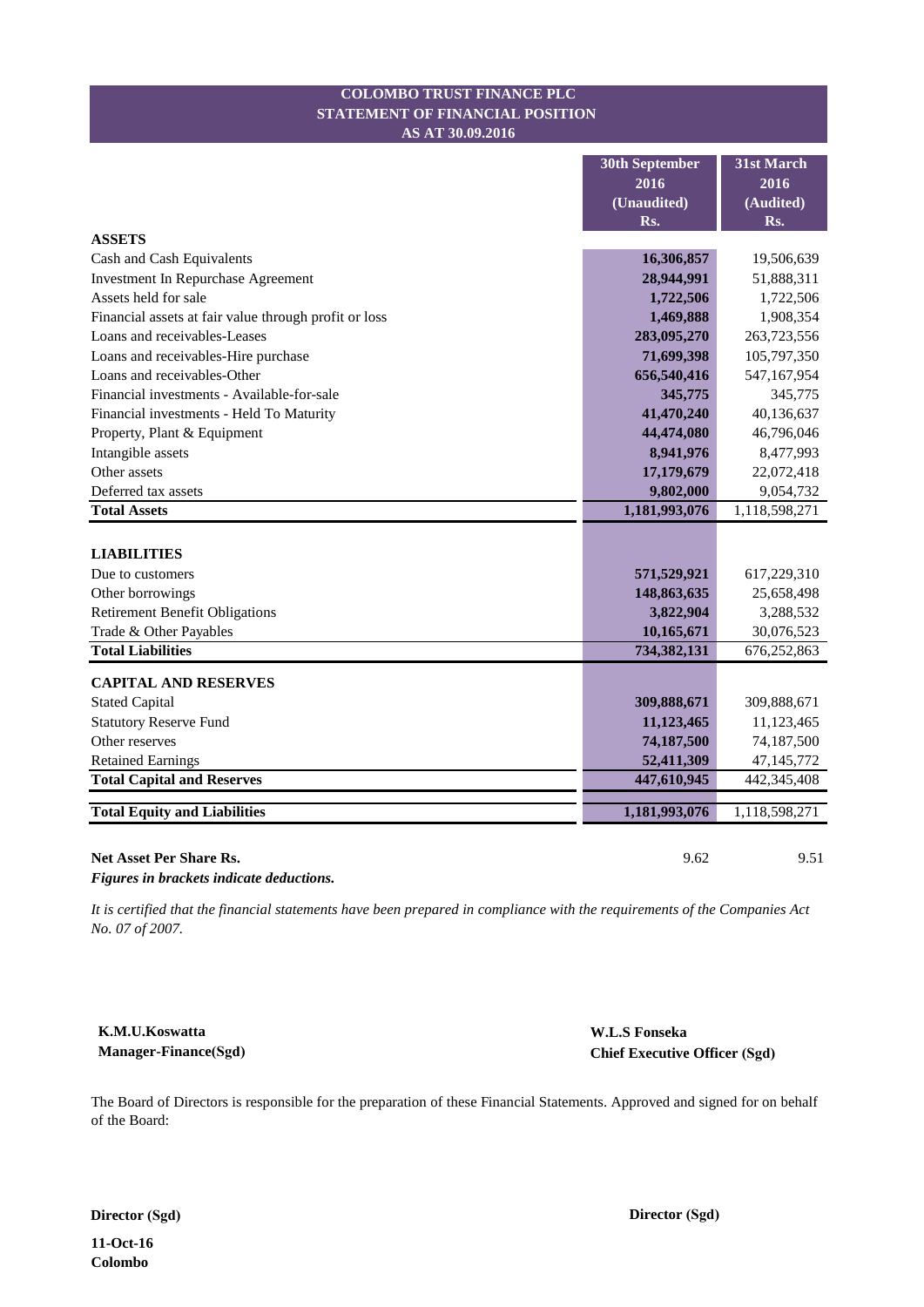# COLOMBO TRUST FINANCE PLC
## STATEMENT OF FINANCIAL POSITION
### AS AT 30.09.2016

| | 30th September 2016 (Unaudited) Rs. | 31st March 2016 (Audited) Rs. |
|---|---|---|
| **ASSETS** | | |
| Cash and Cash Equivalents | **16,306,857** | 19,506,639 |
| Investment In Repurchase Agreement | **28,944,991** | 51,888,311 |
| Assets held for sale | **1,722,506** | 1,722,506 |
| Financial assets at fair value through profit or loss | **1,469,888** | 1,908,354 |
| Loans and receivables-Leases | **283,095,270** | 263,723,556 |
| Loans and receivables-Hire purchase | **71,699,398** | 105,797,350 |
| Loans and receivables-Other | **656,540,416** | 547,167,954 |
| Financial investments - Available-for-sale | **345,775** | 345,775 |
| Financial investments - Held To Maturity | **41,470,240** | 40,136,637 |
| Property, Plant & Equipment | **44,474,080** | 46,796,046 |
| Intangible assets | **8,941,976** | 8,477,993 |
| Other assets | **17,179,679** | 22,072,418 |
| Deferred tax assets | **9,802,000** | 9,054,732 |
| **Total Assets** | **1,181,993,076** | 1,118,598,271 |
| | | |
| **LIABILITIES** | | |
| Due to customers | **571,529,921** | 617,229,310 |
| Other borrowings | **148,863,635** | 25,658,498 |
| Retirement Benefit Obligations | **3,822,904** | 3,288,532 |
| Trade & Other Payables | **10,165,671** | 30,076,523 |
| **Total Liabilities** | **734,382,131** | 676,252,863 |
| | | |
| **CAPITAL AND RESERVES** | | |
| Stated Capital | **309,888,671** | 309,888,671 |
| Statutory Reserve Fund | **11,123,465** | 11,123,465 |
| Other reserves | **74,187,500** | 74,187,500 |
| Retained Earnings | **52,411,309** | 47,145,772 |
| **Total Capital and Reserves** | **447,610,945** | 442,345,408 |
| | | |
| **Total Equity and Liabilities** | **1,181,993,076** | 1,118,598,271 |
| | | |
| **Net Asset Per Share Rs.** | 9.62 | 9.51 |

***Figures in brackets indicate deductions.***

*It is certified that the financial statements have been prepared in compliance with the requirements of the Companies Act No. 07 of 2007.*

**K.M.U.Koswatta**
**Manager-Finance(Sgd)**

**W.L.S Fonseka**
**Chief Executive Officer (Sgd)**

The Board of Directors is responsible for the preparation of these Financial Statements. Approved and signed for on behalf of the Board:

**Director (Sgd)**

**Director (Sgd)**

**11-Oct-16**
**Colombo**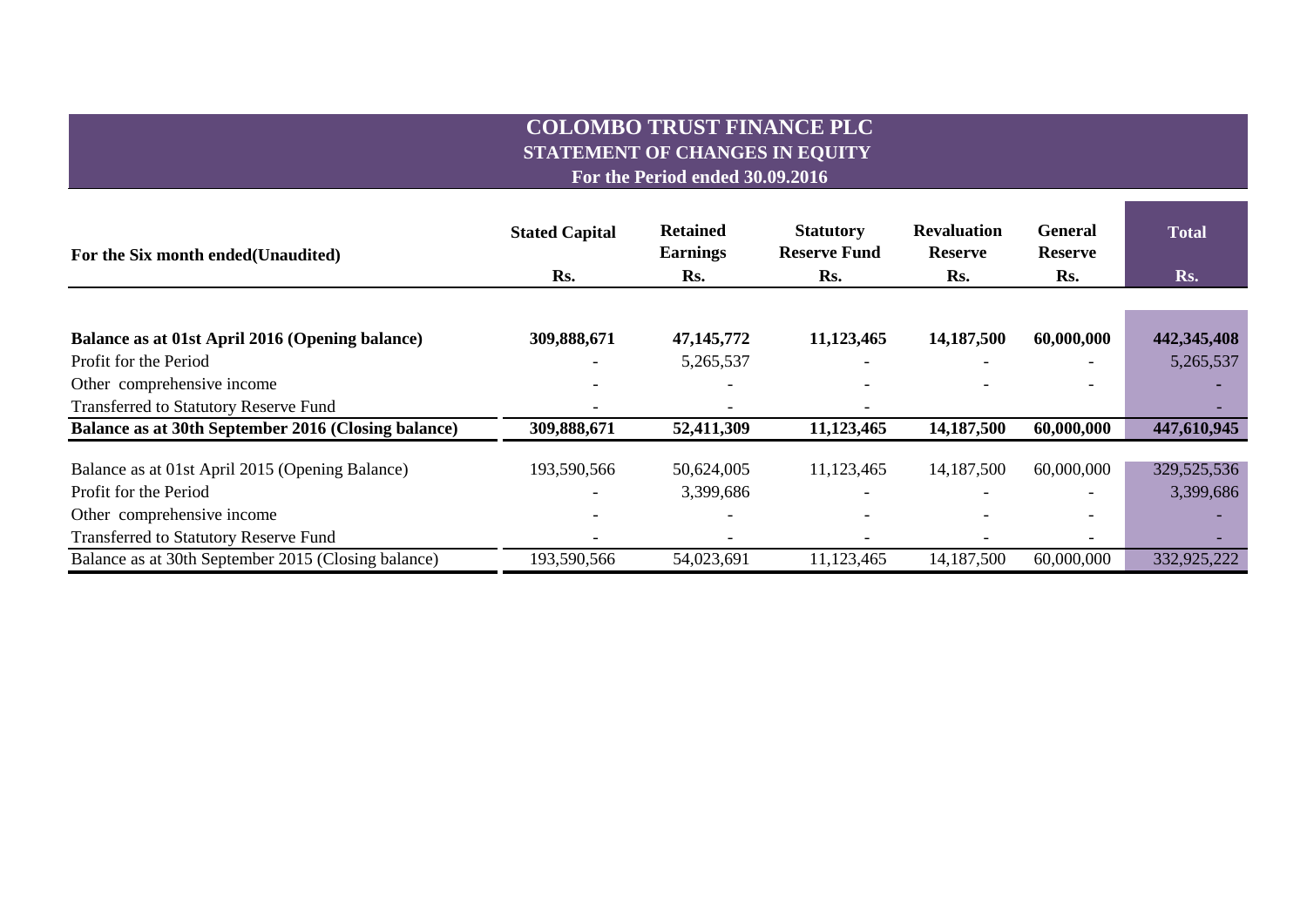# COLOMBO TRUST FINANCE PLC
## STATEMENT OF CHANGES IN EQUITY
### For the Period ended 30.09.2016

| For the Six month ended(Unaudited) | Stated Capital | Retained Earnings | Statutory Reserve Fund | Revaluation Reserve | General Reserve | Total |
|---|---|---|---|---|---|---|
| | Rs. | Rs. | Rs. | Rs. | Rs. | Rs. |
| **Balance as at 01st April 2016 (Opening balance)** | **309,888,671** | **47,145,772** | **11,123,465** | **14,187,500** | **60,000,000** | **442,345,408** |
| Profit for the Period | - | 5,265,537 | - | - | - | 5,265,537 |
| Other comprehensive income | - | - | - | - | - | - |
| Transferred to Statutory Reserve Fund | - | - | - | | | - |
| **Balance as at 30th September 2016 (Closing balance)** | **309,888,671** | **52,411,309** | **11,123,465** | **14,187,500** | **60,000,000** | **447,610,945** |
| Balance as at 01st April 2015 (Opening Balance) | 193,590,566 | 50,624,005 | 11,123,465 | 14,187,500 | 60,000,000 | 329,525,536 |
| Profit for the Period | - | 3,399,686 | - | - | - | 3,399,686 |
| Other comprehensive income | - | - | - | - | - | - |
| Transferred to Statutory Reserve Fund | - | - | - | - | - | - |
| Balance as at 30th September 2015 (Closing balance) | 193,590,566 | 54,023,691 | 11,123,465 | 14,187,500 | 60,000,000 | 332,925,222 |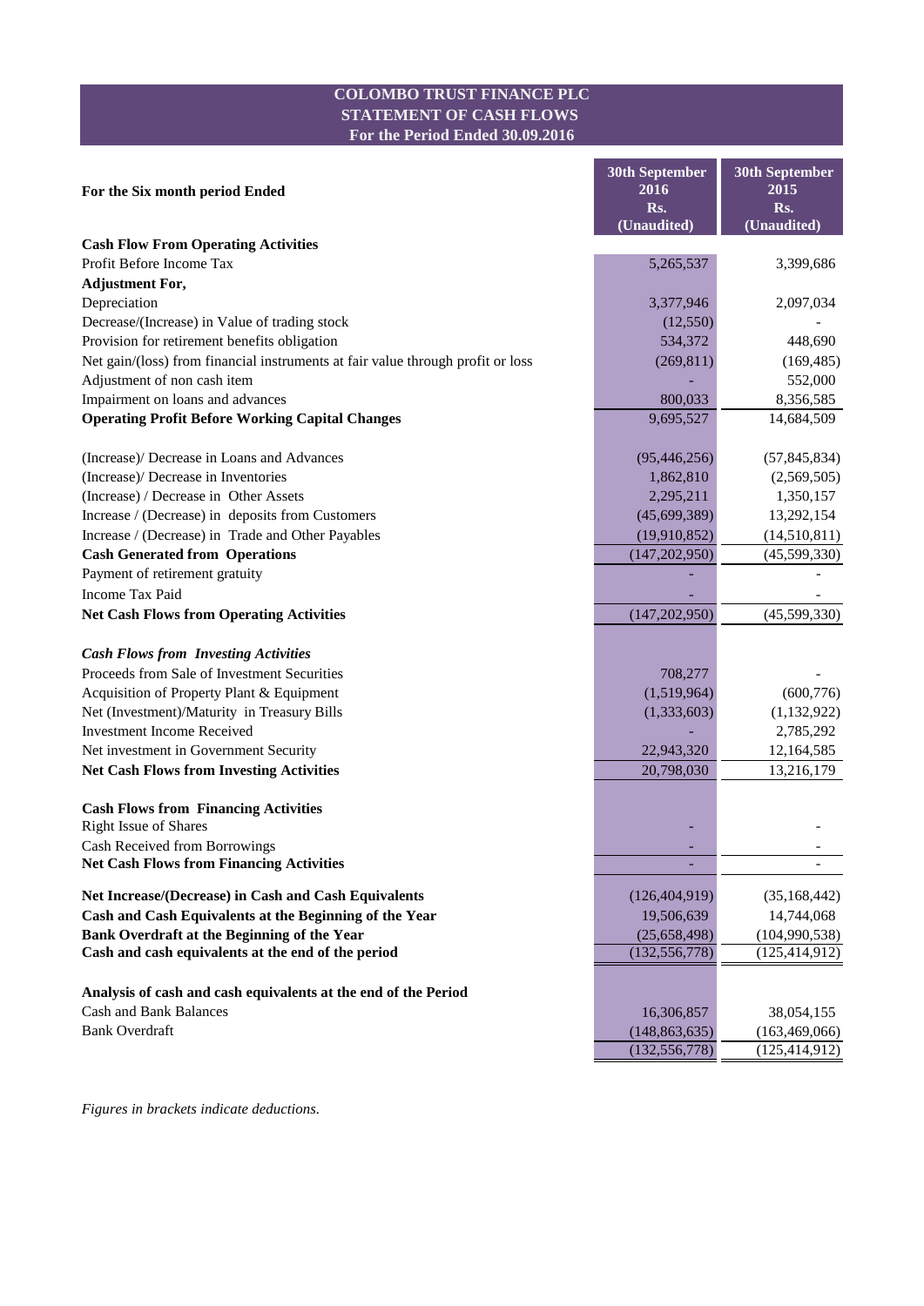# COLOMBO TRUST FINANCE PLC
## STATEMENT OF CASH FLOWS
### For the Period Ended 30.09.2016

| For the Six month period Ended | 30th September 2016 Rs. (Unaudited) | 30th September 2015 Rs. (Unaudited) |
|---|---|---|
| **Cash Flow From Operating Activities** | | |
| Profit Before Income Tax | 5,265,537 | 3,399,686 |
| **Adjustment For,** | | |
| Depreciation | 3,377,946 | 2,097,034 |
| Decrease/(Increase) in Value of trading stock | (12,550) | - |
| Provision for retirement benefits obligation | 534,372 | 448,690 |
| Net gain/(loss) from financial instruments at fair value through profit or loss | (269,811) | (169,485) |
| Adjustment of non cash item | - | 552,000 |
| Impairment on loans and advances | 800,033 | 8,356,585 |
| **Operating Profit Before Working Capital Changes** | 9,695,527 | 14,684,509 |
| | | |
| (Increase)/ Decrease in Loans and Advances | (95,446,256) | (57,845,834) |
| (Increase)/ Decrease in Inventories | 1,862,810 | (2,569,505) |
| (Increase) / Decrease in Other Assets | 2,295,211 | 1,350,157 |
| Increase / (Decrease) in deposits from Customers | (45,699,389) | 13,292,154 |
| Increase / (Decrease) in Trade and Other Payables | (19,910,852) | (14,510,811) |
| **Cash Generated from Operations** | (147,202,950) | (45,599,330) |
| Payment of retirement gratuity | - | - |
| Income Tax Paid | - | - |
| **Net Cash Flows from Operating Activities** | (147,202,950) | (45,599,330) |
| | | |
| ***Cash Flows from Investing Activities*** | | |
| Proceeds from Sale of Investment Securities | 708,277 | - |
| Acquisition of Property Plant & Equipment | (1,519,964) | (600,776) |
| Net (Investment)/Maturity in Treasury Bills | (1,333,603) | (1,132,922) |
| Investment Income Received | - | 2,785,292 |
| Net investment in Government Security | 22,943,320 | 12,164,585 |
| **Net Cash Flows from Investing Activities** | 20,798,030 | 13,216,179 |
| | | |
| **Cash Flows from Financing Activities** | | |
| Right Issue of Shares | - | - |
| Cash Received from Borrowings | - | - |
| **Net Cash Flows from Financing Activities** | - | - |
| | | |
| **Net Increase/(Decrease) in Cash and Cash Equivalents** | (126,404,919) | (35,168,442) |
| **Cash and Cash Equivalents at the Beginning of the Year** | 19,506,639 | 14,744,068 |
| **Bank Overdraft at the Beginning of the Year** | (25,658,498) | (104,990,538) |
| **Cash and cash equivalents at the end of the period** | (132,556,778) | (125,414,912) |
| | | |
| **Analysis of cash and cash equivalents at the end of the Period** | | |
| Cash and Bank Balances | 16,306,857 | 38,054,155 |
| Bank Overdraft | (148,863,635) | (163,469,066) |
| | (132,556,778) | (125,414,912) |

*Figures in brackets indicate deductions.*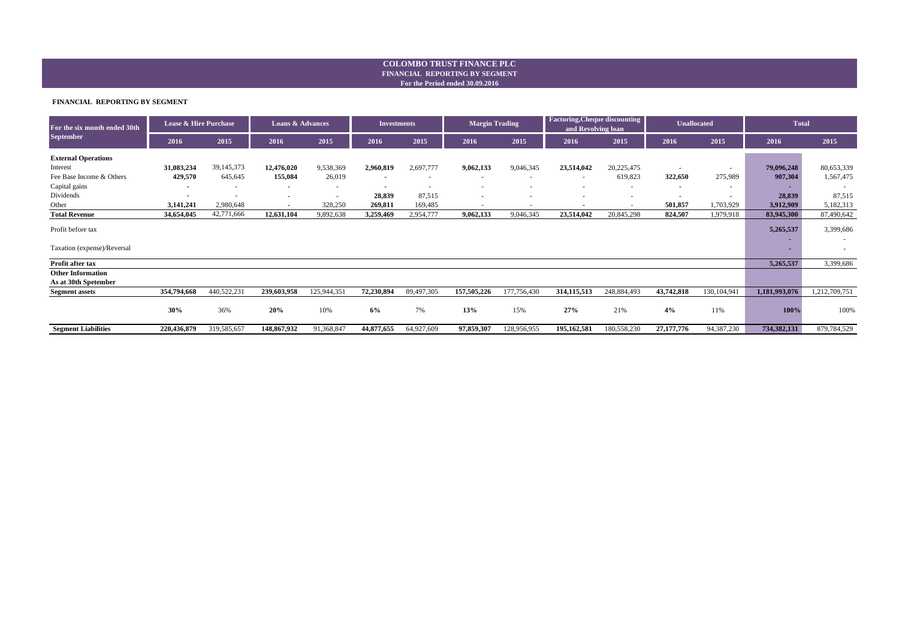# COLOMBO TRUST FINANCE PLC

## FINANCIAL REPORTING BY SEGMENT

### For the Period ended 30.09.2016

**FINANCIAL REPORTING BY SEGMENT**

| For the six month ended 30th September | Lease & Hire Purchase | | Loans & Advances | | Investments | | Margin Trading | | Factoring,Cheque discounting and Revolving loan | | Unallocated | | Total | |
|---|---|---|---|---|---|---|---|---|---|---|---|---|---|---|
| | 2016 | 2015 | 2016 | 2015 | 2016 | 2015 | 2016 | 2015 | 2016 | 2015 | 2016 | 2015 | 2016 | 2015 |
| **External Operations** | | | | | | | | | | | | | | |
| Interest | **31,083,234** | 39,145,373 | **12,476,020** | 9,538,369 | **2,960,819** | 2,697,777 | **9,062,133** | 9,046,345 | **23,514,042** | 20,225,475 | - | - | **79,096,248** | 80,653,339 |
| Fee Base Income & Others | **429,570** | 645,645 | **155,084** | 26,019 | - | - | - | - | - | 619,823 | **322,650** | 275,989 | **907,304** | 1,567,475 |
| Capital gains | - | - | - | - | - | - | - | - | - | - | - | - | - | - |
| Dividends | - | - | - | - | **28,839** | 87,515 | - | - | - | - | - | - | **28,839** | 87,515 |
| Other | **3,141,241** | 2,980,648 | - | 328,250 | **269,811** | 169,485 | - | - | - | - | **501,857** | 1,703,929 | **3,912,909** | 5,182,313 |
| **Total Revenue** | **34,654,045** | 42,771,666 | **12,631,104** | 9,892,638 | **3,259,469** | 2,954,777 | **9,062,133** | 9,046,345 | **23,514,042** | 20,845,298 | **824,507** | 1,979,918 | **83,945,300** | 87,490,642 |
| Profit before tax | | | | | | | | | | | | | **5,265,537** | 3,399,686 |
| | | | | | | | | | | | | | - | - |
| Taxation (expense)/Reversal | | | | | | | | | | | | | - | - |
| **Profit after tax** | | | | | | | | | | | | | **5,265,537** | 3,399,686 |
| **Other Information** | | | | | | | | | | | | | | |
| **As at 30th Spetember** | | | | | | | | | | | | | | |
| **Segment assets** | **354,794,668** | 440,522,231 | **239,603,958** | 125,944,351 | **72,230,894** | 89,497,305 | **157,505,226** | 177,756,430 | **314,115,513** | 248,884,493 | **43,742,818** | 130,104,941 | **1,181,993,076** | 1,212,709,751 |
| | **30%** | 36% | **20%** | 10% | **6%** | 7% | **13%** | 15% | **27%** | 21% | **4%** | 11% | **100%** | 100% |
| **Segment Liabilities** | **220,436,879** | 319,585,657 | **148,867,932** | 91,368,847 | **44,877,655** | 64,927,609 | **97,859,307** | 128,956,955 | **195,162,581** | 180,558,230 | **27,177,776** | 94,387,230 | **734,382,131** | 879,784,529 |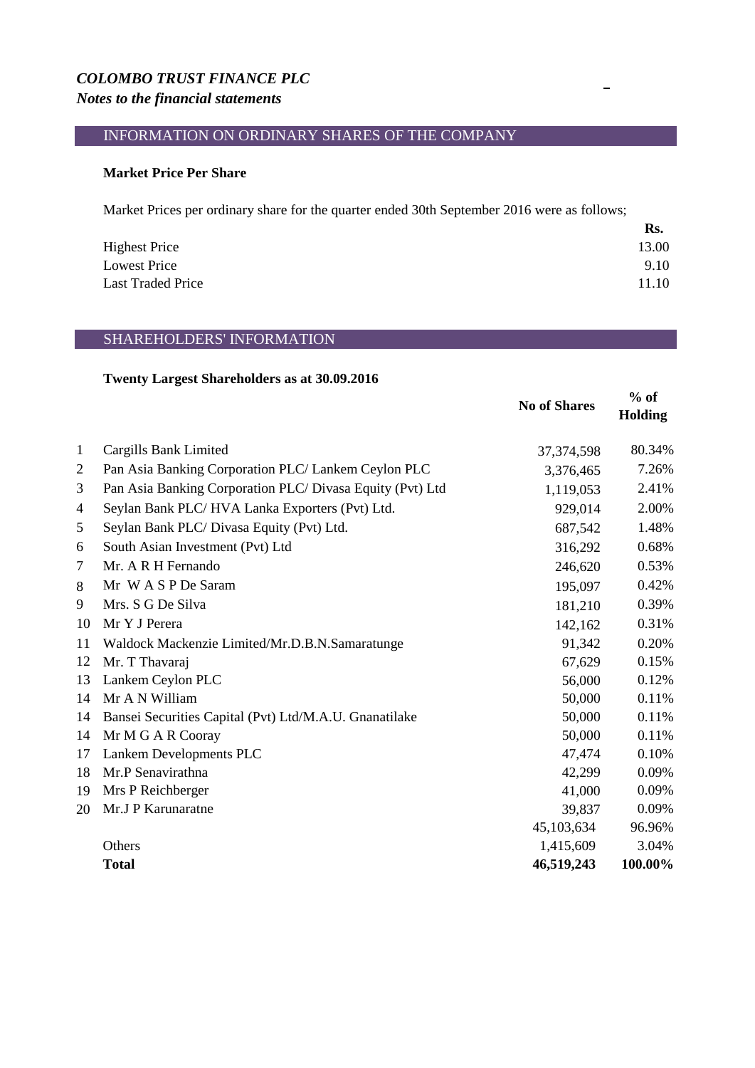*COLOMBO TRUST FINANCE PLC*
*Notes to the financial statements*

## INFORMATION ON ORDINARY SHARES OF THE COMPANY

### Market Price Per Share

Market Prices per ordinary share for the quarter ended 30th September 2016 were as follows;

| | Rs. |
|---|---|
| Highest Price | 13.00 |
| Lowest Price | 9.10 |
| Last Traded Price | 11.10 |

## SHAREHOLDERS' INFORMATION

### Twenty Largest Shareholders as at 30.09.2016

| | | No of Shares | % of Holding |
|---|---|---|---|
| 1 | Cargills Bank Limited | 37,374,598 | 80.34% |
| 2 | Pan Asia Banking Corporation PLC/ Lankem Ceylon PLC | 3,376,465 | 7.26% |
| 3 | Pan Asia Banking Corporation PLC/ Divasa Equity (Pvt) Ltd | 1,119,053 | 2.41% |
| 4 | Seylan Bank PLC/ HVA Lanka Exporters (Pvt) Ltd. | 929,014 | 2.00% |
| 5 | Seylan Bank PLC/ Divasa Equity (Pvt) Ltd. | 687,542 | 1.48% |
| 6 | South Asian Investment (Pvt) Ltd | 316,292 | 0.68% |
| 7 | Mr. A R H Fernando | 246,620 | 0.53% |
| 8 | Mr W A S P De Saram | 195,097 | 0.42% |
| 9 | Mrs. S G De Silva | 181,210 | 0.39% |
| 10 | Mr Y J Perera | 142,162 | 0.31% |
| 11 | Waldock Mackenzie Limited/Mr.D.B.N.Samaratunge | 91,342 | 0.20% |
| 12 | Mr. T Thavaraj | 67,629 | 0.15% |
| 13 | Lankem Ceylon PLC | 56,000 | 0.12% |
| 14 | Mr A N William | 50,000 | 0.11% |
| 14 | Bansei Securities Capital (Pvt) Ltd/M.A.U. Gnanatilake | 50,000 | 0.11% |
| 14 | Mr M G A R Cooray | 50,000 | 0.11% |
| 17 | Lankem Developments PLC | 47,474 | 0.10% |
| 18 | Mr.P Senavirathna | 42,299 | 0.09% |
| 19 | Mrs P Reichberger | 41,000 | 0.09% |
| 20 | Mr.J P Karunaratne | 39,837 | 0.09% |
| | | 45,103,634 | 96.96% |
| | Others | 1,415,609 | 3.04% |
| | **Total** | **46,519,243** | **100.00%** |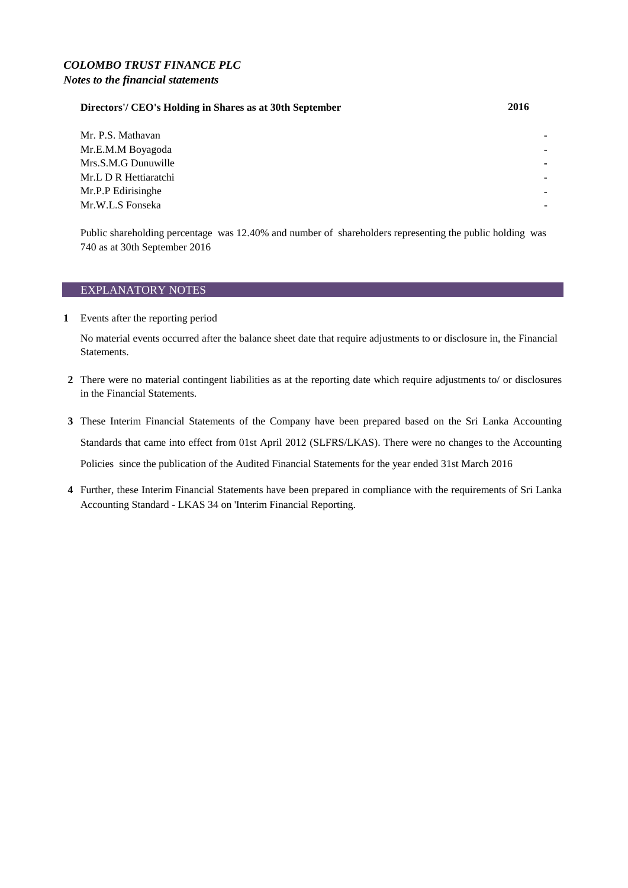***COLOMBO TRUST FINANCE PLC***

***Notes to the financial statements***

| Directors'/ CEO's Holding in Shares as at 30th September | 2016 |
|---|---|
| Mr. P.S. Mathavan | - |
| Mr.E.M.M Boyagoda | - |
| Mrs.S.M.G Dunuwille | - |
| Mr.L D R Hettiaratchi | - |
| Mr.P.P Edirisinghe | - |
| Mr.W.L.S Fonseka | - |

Public shareholding percentage was 12.40% and number of shareholders representing the public holding was 740 as at 30th September 2016

## EXPLANATORY NOTES

**1** Events after the reporting period

No material events occurred after the balance sheet date that require adjustments to or disclosure in, the Financial Statements.

**2** There were no material contingent liabilities as at the reporting date which require adjustments to/ or disclosures in the Financial Statements.

**3** These Interim Financial Statements of the Company have been prepared based on the Sri Lanka Accounting Standards that came into effect from 01st April 2012 (SLFRS/LKAS). There were no changes to the Accounting Policies since the publication of the Audited Financial Statements for the year ended 31st March 2016

**4** Further, these Interim Financial Statements have been prepared in compliance with the requirements of Sri Lanka Accounting Standard - LKAS 34 on 'Interim Financial Reporting.